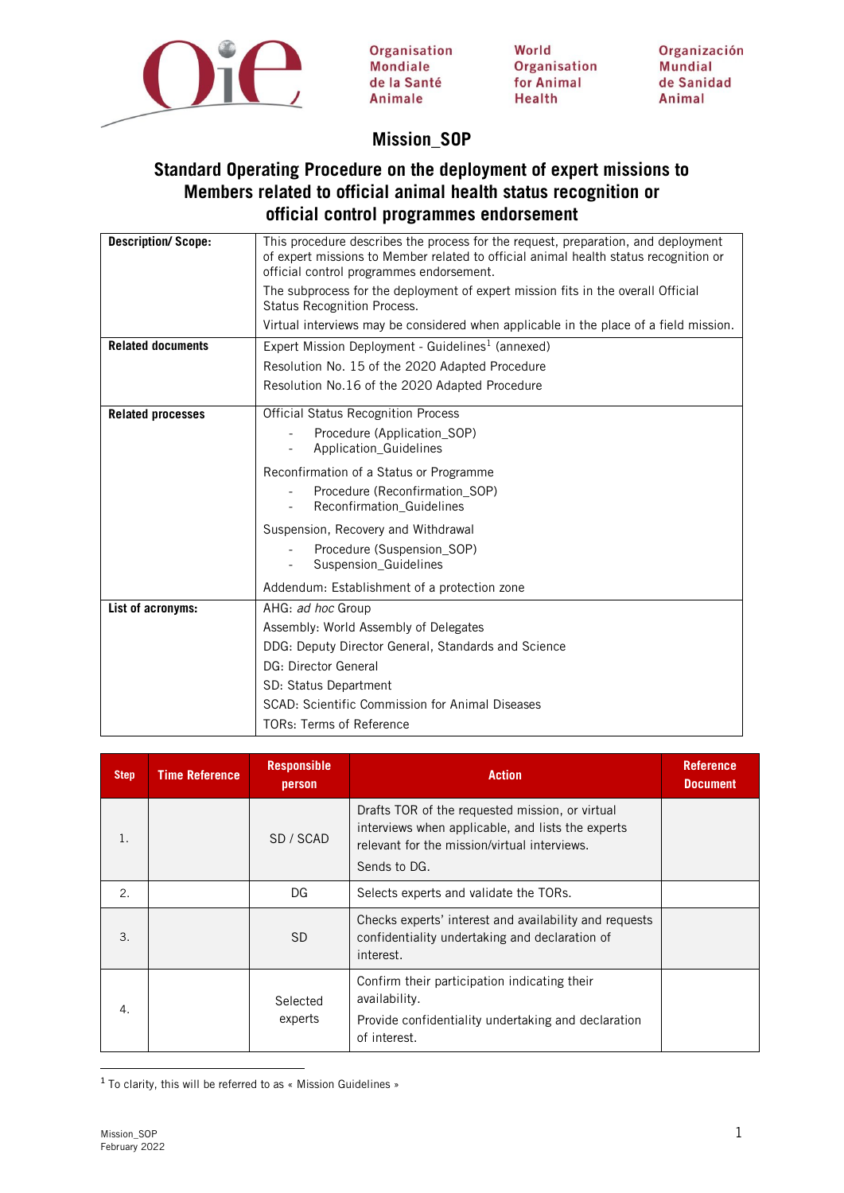Organisation Mondiale de la Santé Animale | World Organisation for Animal Health | Organización Mundial de Sanidad Animal

# Mission_SOP

## Standard Operating Procedure on the deployment of expert missions to Members related to official animal health status recognition or official control programmes endorsement

| | |
|---|---|
| **Description/ Scope:** | This procedure describes the process for the request, preparation, and deployment of expert missions to Member related to official animal health status recognition or official control programmes endorsement.<br>The subprocess for the deployment of expert mission fits in the overall Official Status Recognition Process.<br>Virtual interviews may be considered when applicable in the place of a field mission. |
| **Related documents** | Expert Mission Deployment - Guidelines[1] (annexed)<br>Resolution No. 15 of the 2020 Adapted Procedure<br>Resolution No.16 of the 2020 Adapted Procedure |
| **Related processes** | Official Status Recognition Process<br>- Procedure (Application_SOP)<br>- Application_Guidelines<br>Reconfirmation of a Status or Programme<br>- Procedure (Reconfirmation_SOP)<br>- Reconfirmation_Guidelines<br>Suspension, Recovery and Withdrawal<br>- Procedure (Suspension_SOP)<br>- Suspension_Guidelines<br>Addendum: Establishment of a protection zone |
| **List of acronyms:** | AHG: *ad hoc* Group<br>Assembly: World Assembly of Delegates<br>DDG: Deputy Director General, Standards and Science<br>DG: Director General<br>SD: Status Department<br>SCAD: Scientific Commission for Animal Diseases<br>TORs: Terms of Reference |

| Step | Time Reference | Responsible person | Action | Reference Document |
|---|---|---|---|---|
| 1. | | SD / SCAD | Drafts TOR of the requested mission, or virtual interviews when applicable, and lists the experts relevant for the mission/virtual interviews.<br>Sends to DG. | |
| 2. | | DG | Selects experts and validate the TORs. | |
| 3. | | SD | Checks experts' interest and availability and requests confidentiality undertaking and declaration of interest. | |
| 4. | | Selected experts | Confirm their participation indicating their availability.<br>Provide confidentiality undertaking and declaration of interest. | |

[1] To clarity, this will be referred to as « Mission Guidelines »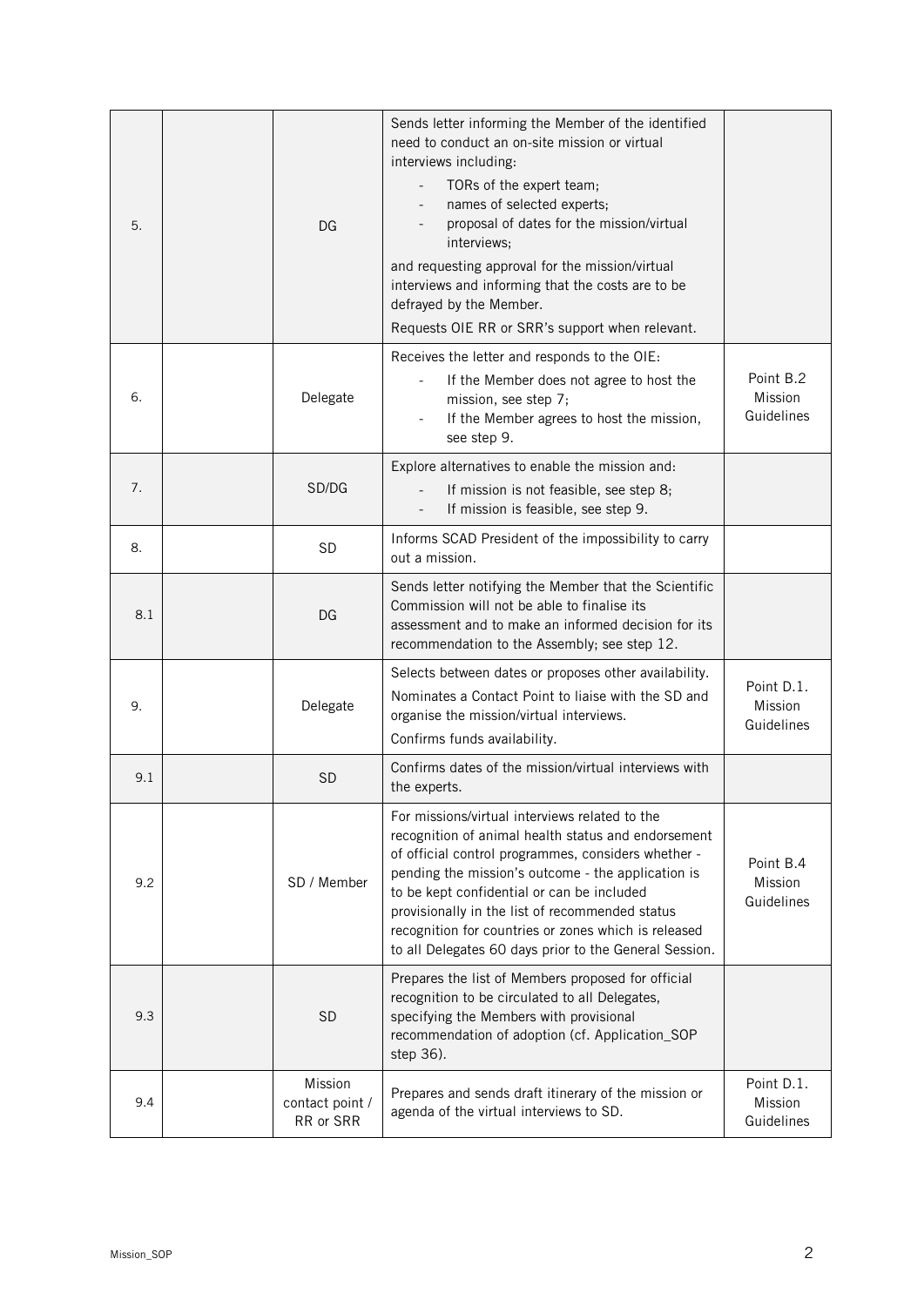| | | | | |
|---|---|---|---|---|
| 5. | | DG | Sends letter informing the Member of the identified need to conduct an on-site mission or virtual interviews including:<br>- TORs of the expert team;<br>- names of selected experts;<br>- proposal of dates for the mission/virtual interviews;<br>and requesting approval for the mission/virtual interviews and informing that the costs are to be defrayed by the Member.<br>Requests OIE RR or SRR's support when relevant. | |
| 6. | | Delegate | Receives the letter and responds to the OIE:<br>- If the Member does not agree to host the mission, see step 7;<br>- If the Member agrees to host the mission, see step 9. | Point B.2 Mission Guidelines |
| 7. | | SD/DG | Explore alternatives to enable the mission and:<br>- If mission is not feasible, see step 8;<br>- If mission is feasible, see step 9. | |
| 8. | | SD | Informs SCAD President of the impossibility to carry out a mission. | |
| 8.1 | | DG | Sends letter notifying the Member that the Scientific Commission will not be able to finalise its assessment and to make an informed decision for its recommendation to the Assembly; see step 12. | |
| 9. | | Delegate | Selects between dates or proposes other availability.<br>Nominates a Contact Point to liaise with the SD and organise the mission/virtual interviews.<br>Confirms funds availability. | Point D.1. Mission Guidelines |
| 9.1 | | SD | Confirms dates of the mission/virtual interviews with the experts. | |
| 9.2 | | SD / Member | For missions/virtual interviews related to the recognition of animal health status and endorsement of official control programmes, considers whether - pending the mission's outcome - the application is to be kept confidential or can be included provisionally in the list of recommended status recognition for countries or zones which is released to all Delegates 60 days prior to the General Session. | Point B.4 Mission Guidelines |
| 9.3 | | SD | Prepares the list of Members proposed for official recognition to be circulated to all Delegates, specifying the Members with provisional recommendation of adoption (cf. Application_SOP step 36). | |
| 9.4 | | Mission contact point / RR or SRR | Prepares and sends draft itinerary of the mission or agenda of the virtual interviews to SD. | Point D.1. Mission Guidelines |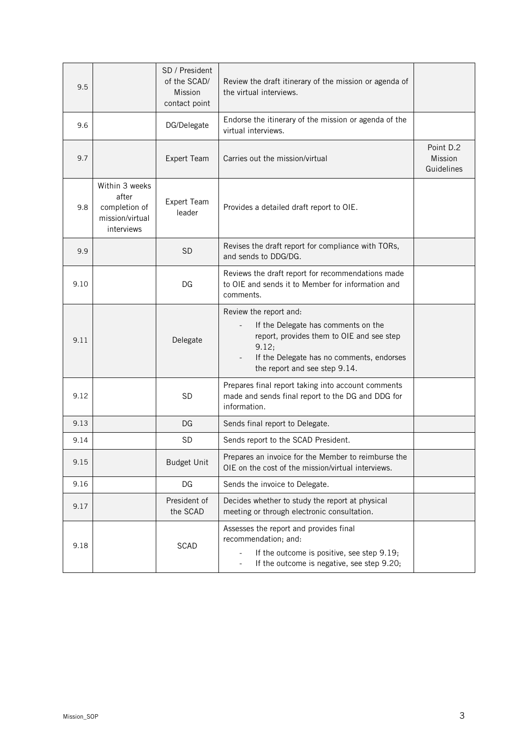| | | | | |
|---|---|---|---|---|
| 9.5 | | SD / President of the SCAD/ Mission contact point | Review the draft itinerary of the mission or agenda of the virtual interviews. | |
| 9.6 | | DG/Delegate | Endorse the itinerary of the mission or agenda of the virtual interviews. | |
| 9.7 | | Expert Team | Carries out the mission/virtual | Point D.2 Mission Guidelines |
| 9.8 | Within 3 weeks after completion of mission/virtual interviews | Expert Team leader | Provides a detailed draft report to OIE. | |
| 9.9 | | SD | Revises the draft report for compliance with TORs, and sends to DDG/DG. | |
| 9.10 | | DG | Reviews the draft report for recommendations made to OIE and sends it to Member for information and comments. | |
| 9.11 | | Delegate | Review the report and: <br> - If the Delegate has comments on the report, provides them to OIE and see step 9.12; <br> - If the Delegate has no comments, endorses the report and see step 9.14. | |
| 9.12 | | SD | Prepares final report taking into account comments made and sends final report to the DG and DDG for information. | |
| 9.13 | | DG | Sends final report to Delegate. | |
| 9.14 | | SD | Sends report to the SCAD President. | |
| 9.15 | | Budget Unit | Prepares an invoice for the Member to reimburse the OIE on the cost of the mission/virtual interviews. | |
| 9.16 | | DG | Sends the invoice to Delegate. | |
| 9.17 | | President of the SCAD | Decides whether to study the report at physical meeting or through electronic consultation. | |
| 9.18 | | SCAD | Assesses the report and provides final recommendation; and: <br> - If the outcome is positive, see step 9.19; <br> - If the outcome is negative, see step 9.20; | |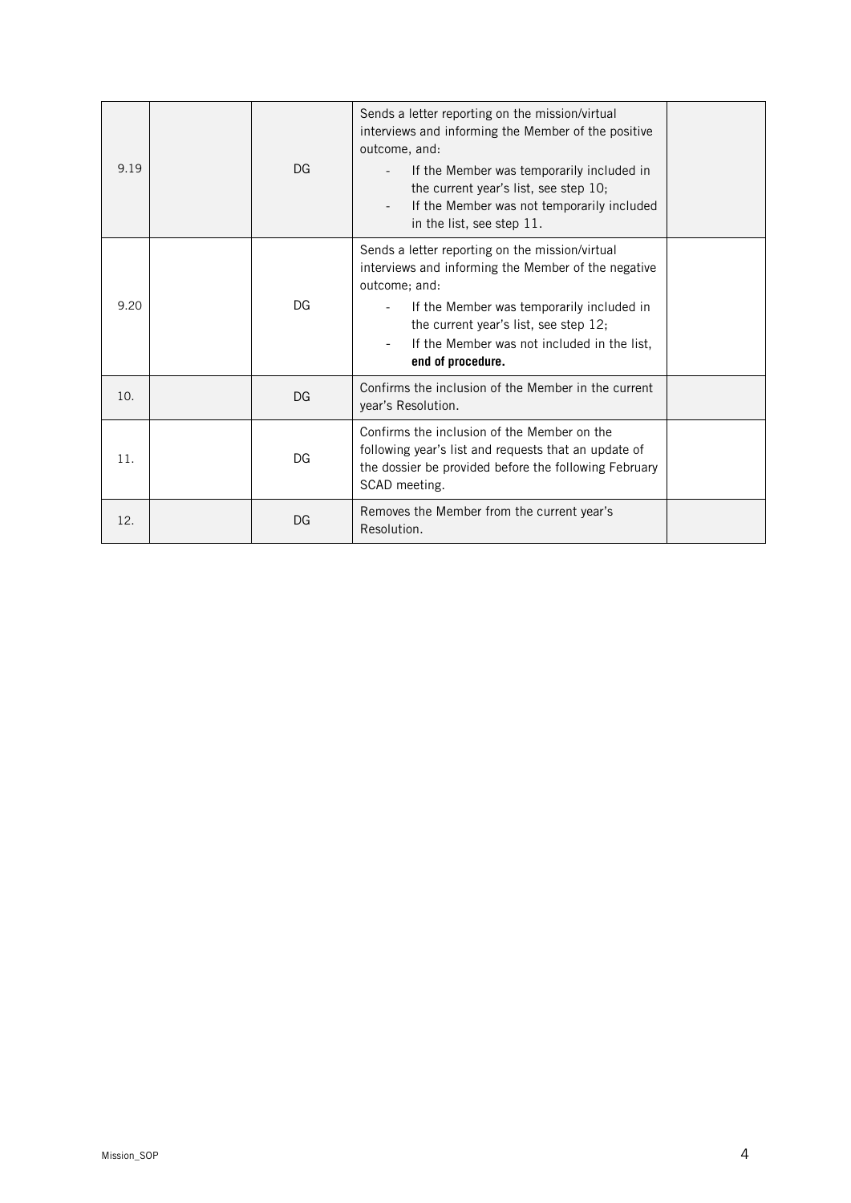| | | | | |
|---|---|---|---|---|
| 9.19 | | DG | Sends a letter reporting on the mission/virtual interviews and informing the Member of the positive outcome, and:<br>- If the Member was temporarily included in the current year's list, see step 10;<br>- If the Member was not temporarily included in the list, see step 11. | |
| 9.20 | | DG | Sends a letter reporting on the mission/virtual interviews and informing the Member of the negative outcome; and:<br>- If the Member was temporarily included in the current year's list, see step 12;<br>- If the Member was not included in the list, **end of procedure.** | |
| 10. | | DG | Confirms the inclusion of the Member in the current year's Resolution. | |
| 11. | | DG | Confirms the inclusion of the Member on the following year's list and requests that an update of the dossier be provided before the following February SCAD meeting. | |
| 12. | | DG | Removes the Member from the current year's Resolution. | |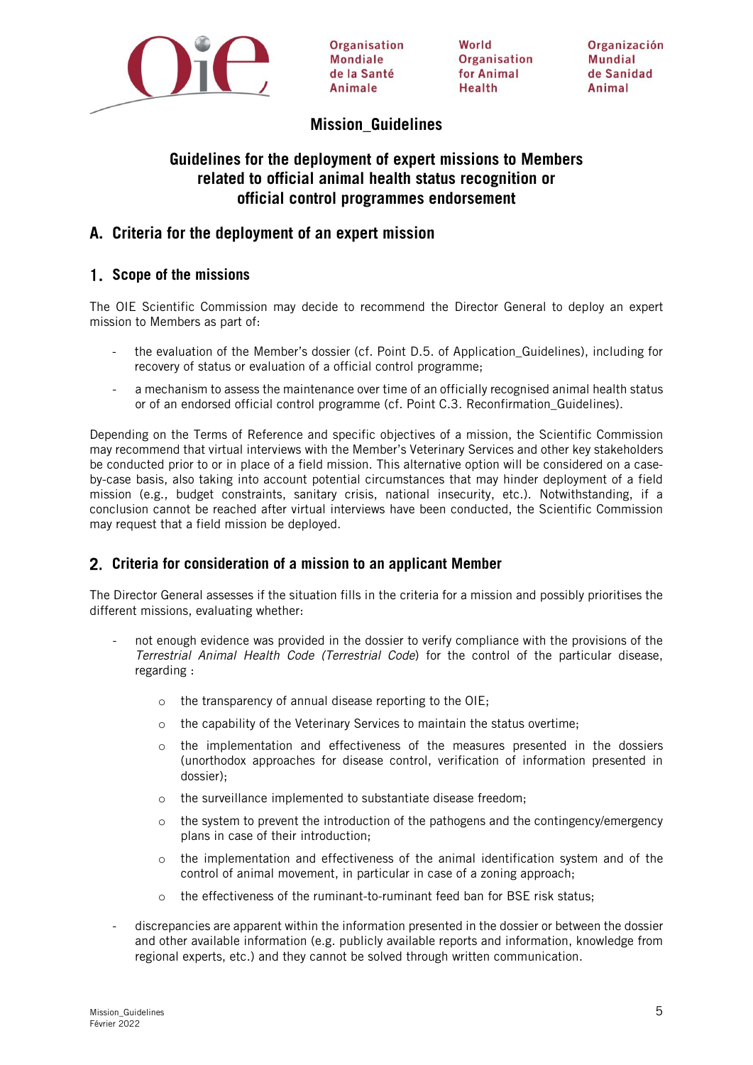**Mission_Guidelines**

# Guidelines for the deployment of expert missions to Members related to official animal health status recognition or official control programmes endorsement

## A. Criteria for the deployment of an expert mission

### 1. Scope of the missions

The OIE Scientific Commission may decide to recommend the Director General to deploy an expert mission to Members as part of:

- the evaluation of the Member's dossier (cf. Point D.5. of Application_Guidelines), including for recovery of status or evaluation of a official control programme;
- a mechanism to assess the maintenance over time of an officially recognised animal health status or of an endorsed official control programme (cf. Point C.3. Reconfirmation_Guidelines).

Depending on the Terms of Reference and specific objectives of a mission, the Scientific Commission may recommend that virtual interviews with the Member's Veterinary Services and other key stakeholders be conducted prior to or in place of a field mission. This alternative option will be considered on a case-by-case basis, also taking into account potential circumstances that may hinder deployment of a field mission (e.g., budget constraints, sanitary crisis, national insecurity, etc.). Notwithstanding, if a conclusion cannot be reached after virtual interviews have been conducted, the Scientific Commission may request that a field mission be deployed.

### 2. Criteria for consideration of a mission to an applicant Member

The Director General assesses if the situation fills in the criteria for a mission and possibly prioritises the different missions, evaluating whether:

- not enough evidence was provided in the dossier to verify compliance with the provisions of the *Terrestrial Animal Health Code (Terrestrial Code)* for the control of the particular disease, regarding :
    - the transparency of annual disease reporting to the OIE;
    - the capability of the Veterinary Services to maintain the status overtime;
    - the implementation and effectiveness of the measures presented in the dossiers (unorthodox approaches for disease control, verification of information presented in dossier);
    - the surveillance implemented to substantiate disease freedom;
    - the system to prevent the introduction of the pathogens and the contingency/emergency plans in case of their introduction;
    - the implementation and effectiveness of the animal identification system and of the control of animal movement, in particular in case of a zoning approach;
    - the effectiveness of the ruminant-to-ruminant feed ban for BSE risk status;
- discrepancies are apparent within the information presented in the dossier or between the dossier and other available information (e.g. publicly available reports and information, knowledge from regional experts, etc.) and they cannot be solved through written communication.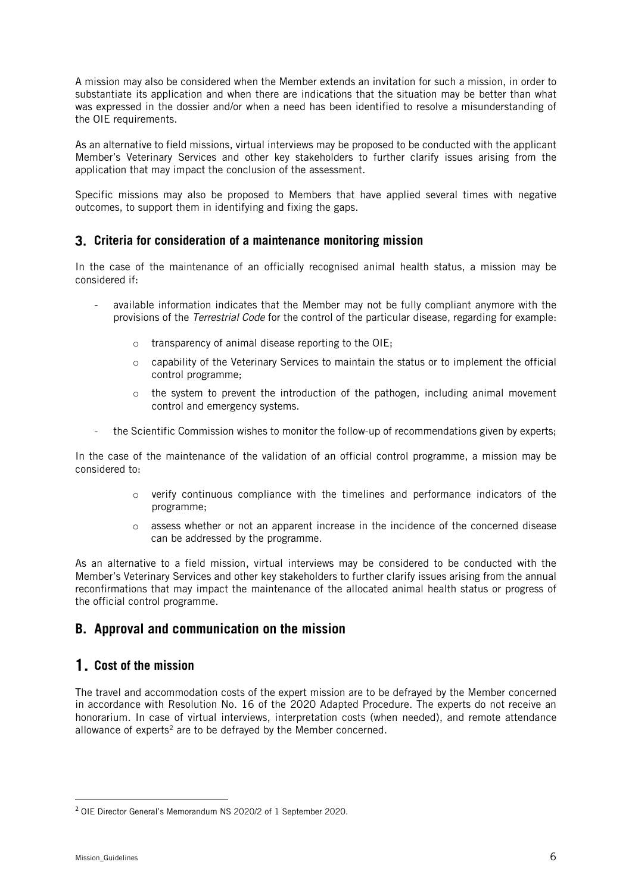A mission may also be considered when the Member extends an invitation for such a mission, in order to substantiate its application and when there are indications that the situation may be better than what was expressed in the dossier and/or when a need has been identified to resolve a misunderstanding of the OIE requirements.

As an alternative to field missions, virtual interviews may be proposed to be conducted with the applicant Member's Veterinary Services and other key stakeholders to further clarify issues arising from the application that may impact the conclusion of the assessment.

Specific missions may also be proposed to Members that have applied several times with negative outcomes, to support them in identifying and fixing the gaps.

### 3. Criteria for consideration of a maintenance monitoring mission

In the case of the maintenance of an officially recognised animal health status, a mission may be considered if:

- available information indicates that the Member may not be fully compliant anymore with the provisions of the *Terrestrial Code* for the control of the particular disease, regarding for example:
    - transparency of animal disease reporting to the OIE;
    - capability of the Veterinary Services to maintain the status or to implement the official control programme;
    - the system to prevent the introduction of the pathogen, including animal movement control and emergency systems.
- the Scientific Commission wishes to monitor the follow-up of recommendations given by experts;

In the case of the maintenance of the validation of an official control programme, a mission may be considered to:

- verify continuous compliance with the timelines and performance indicators of the programme;
- assess whether or not an apparent increase in the incidence of the concerned disease can be addressed by the programme.

As an alternative to a field mission, virtual interviews may be considered to be conducted with the Member's Veterinary Services and other key stakeholders to further clarify issues arising from the annual reconfirmations that may impact the maintenance of the allocated animal health status or progress of the official control programme.

## B. Approval and communication on the mission

### 1. Cost of the mission

The travel and accommodation costs of the expert mission are to be defrayed by the Member concerned in accordance with Resolution No. 16 of the 2020 Adapted Procedure. The experts do not receive an honorarium. In case of virtual interviews, interpretation costs (when needed), and remote attendance allowance of experts[2] are to be defrayed by the Member concerned.

[2] OIE Director General's Memorandum NS 2020/2 of 1 September 2020.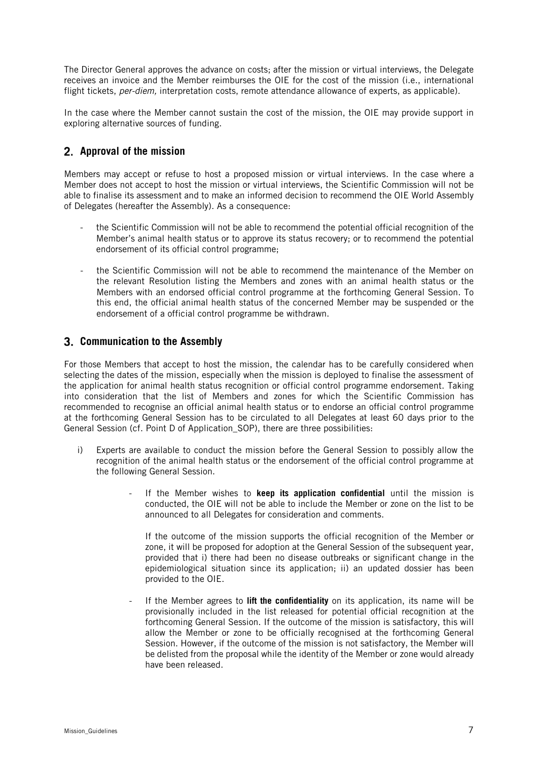The Director General approves the advance on costs; after the mission or virtual interviews, the Delegate receives an invoice and the Member reimburses the OIE for the cost of the mission (i.e., international flight tickets, *per-diem,* interpretation costs, remote attendance allowance of experts, as applicable).

In the case where the Member cannot sustain the cost of the mission, the OIE may provide support in exploring alternative sources of funding.

## 2. Approval of the mission

Members may accept or refuse to host a proposed mission or virtual interviews. In the case where a Member does not accept to host the mission or virtual interviews, the Scientific Commission will not be able to finalise its assessment and to make an informed decision to recommend the OIE World Assembly of Delegates (hereafter the Assembly). As a consequence:

- the Scientific Commission will not be able to recommend the potential official recognition of the Member's animal health status or to approve its status recovery; or to recommend the potential endorsement of its official control programme;
- the Scientific Commission will not be able to recommend the maintenance of the Member on the relevant Resolution listing the Members and zones with an animal health status or the Members with an endorsed official control programme at the forthcoming General Session. To this end, the official animal health status of the concerned Member may be suspended or the endorsement of a official control programme be withdrawn.

## 3. Communication to the Assembly

For those Members that accept to host the mission, the calendar has to be carefully considered when selecting the dates of the mission, especially when the mission is deployed to finalise the assessment of the application for animal health status recognition or official control programme endorsement. Taking into consideration that the list of Members and zones for which the Scientific Commission has recommended to recognise an official animal health status or to endorse an official control programme at the forthcoming General Session has to be circulated to all Delegates at least 60 days prior to the General Session (cf. Point D of Application_SOP), there are three possibilities:

i) Experts are available to conduct the mission before the General Session to possibly allow the recognition of the animal health status or the endorsement of the official control programme at the following General Session.

   - If the Member wishes to **keep its application confidential** until the mission is conducted, the OIE will not be able to include the Member or zone on the list to be announced to all Delegates for consideration and comments.

     If the outcome of the mission supports the official recognition of the Member or zone, it will be proposed for adoption at the General Session of the subsequent year, provided that i) there had been no disease outbreaks or significant change in the epidemiological situation since its application; ii) an updated dossier has been provided to the OIE.

   - If the Member agrees to **lift the confidentiality** on its application, its name will be provisionally included in the list released for potential official recognition at the forthcoming General Session. If the outcome of the mission is satisfactory, this will allow the Member or zone to be officially recognised at the forthcoming General Session. However, if the outcome of the mission is not satisfactory, the Member will be delisted from the proposal while the identity of the Member or zone would already have been released.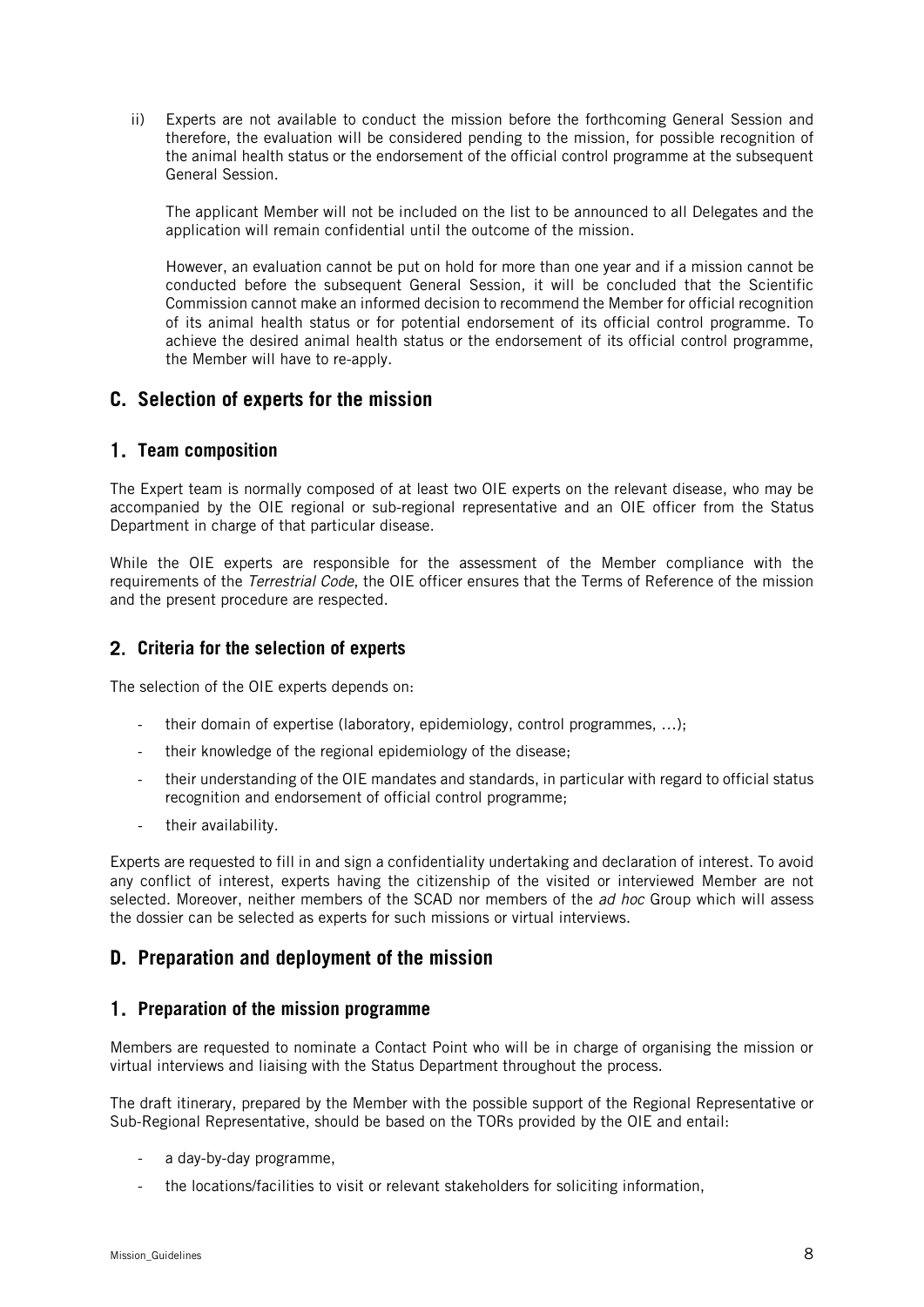ii) Experts are not available to conduct the mission before the forthcoming General Session and therefore, the evaluation will be considered pending to the mission, for possible recognition of the animal health status or the endorsement of the official control programme at the subsequent General Session.

The applicant Member will not be included on the list to be announced to all Delegates and the application will remain confidential until the outcome of the mission.

However, an evaluation cannot be put on hold for more than one year and if a mission cannot be conducted before the subsequent General Session, it will be concluded that the Scientific Commission cannot make an informed decision to recommend the Member for official recognition of its animal health status or for potential endorsement of its official control programme. To achieve the desired animal health status or the endorsement of its official control programme, the Member will have to re-apply.

## C. Selection of experts for the mission

### 1. Team composition

The Expert team is normally composed of at least two OIE experts on the relevant disease, who may be accompanied by the OIE regional or sub-regional representative and an OIE officer from the Status Department in charge of that particular disease.

While the OIE experts are responsible for the assessment of the Member compliance with the requirements of the *Terrestrial Code*, the OIE officer ensures that the Terms of Reference of the mission and the present procedure are respected.

### 2. Criteria for the selection of experts

The selection of the OIE experts depends on:

- their domain of expertise (laboratory, epidemiology, control programmes, ...);
- their knowledge of the regional epidemiology of the disease;
- their understanding of the OIE mandates and standards, in particular with regard to official status recognition and endorsement of official control programme;
- their availability.

Experts are requested to fill in and sign a confidentiality undertaking and declaration of interest. To avoid any conflict of interest, experts having the citizenship of the visited or interviewed Member are not selected. Moreover, neither members of the SCAD nor members of the *ad hoc* Group which will assess the dossier can be selected as experts for such missions or virtual interviews.

## D. Preparation and deployment of the mission

### 1. Preparation of the mission programme

Members are requested to nominate a Contact Point who will be in charge of organising the mission or virtual interviews and liaising with the Status Department throughout the process.

The draft itinerary, prepared by the Member with the possible support of the Regional Representative or Sub-Regional Representative, should be based on the TORs provided by the OIE and entail:

- a day-by-day programme,
- the locations/facilities to visit or relevant stakeholders for soliciting information,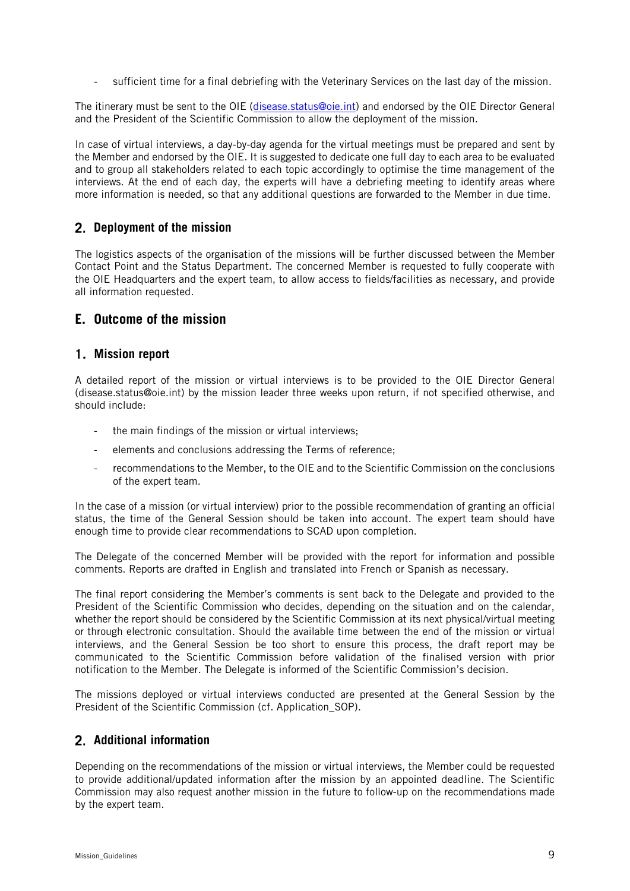- sufficient time for a final debriefing with the Veterinary Services on the last day of the mission.

The itinerary must be sent to the OIE (disease.status@oie.int) and endorsed by the OIE Director General and the President of the Scientific Commission to allow the deployment of the mission.

In case of virtual interviews, a day-by-day agenda for the virtual meetings must be prepared and sent by the Member and endorsed by the OIE. It is suggested to dedicate one full day to each area to be evaluated and to group all stakeholders related to each topic accordingly to optimise the time management of the interviews. At the end of each day, the experts will have a debriefing meeting to identify areas where more information is needed, so that any additional questions are forwarded to the Member in due time.

### 2. Deployment of the mission

The logistics aspects of the organisation of the missions will be further discussed between the Member Contact Point and the Status Department. The concerned Member is requested to fully cooperate with the OIE Headquarters and the expert team, to allow access to fields/facilities as necessary, and provide all information requested.

## E. Outcome of the mission

### 1. Mission report

A detailed report of the mission or virtual interviews is to be provided to the OIE Director General (disease.status@oie.int) by the mission leader three weeks upon return, if not specified otherwise, and should include:

- the main findings of the mission or virtual interviews;
- elements and conclusions addressing the Terms of reference;
- recommendations to the Member, to the OIE and to the Scientific Commission on the conclusions of the expert team.

In the case of a mission (or virtual interview) prior to the possible recommendation of granting an official status, the time of the General Session should be taken into account. The expert team should have enough time to provide clear recommendations to SCAD upon completion.

The Delegate of the concerned Member will be provided with the report for information and possible comments. Reports are drafted in English and translated into French or Spanish as necessary.

The final report considering the Member's comments is sent back to the Delegate and provided to the President of the Scientific Commission who decides, depending on the situation and on the calendar, whether the report should be considered by the Scientific Commission at its next physical/virtual meeting or through electronic consultation. Should the available time between the end of the mission or virtual interviews, and the General Session be too short to ensure this process, the draft report may be communicated to the Scientific Commission before validation of the finalised version with prior notification to the Member. The Delegate is informed of the Scientific Commission's decision.

The missions deployed or virtual interviews conducted are presented at the General Session by the President of the Scientific Commission (cf. Application_SOP).

### 2. Additional information

Depending on the recommendations of the mission or virtual interviews, the Member could be requested to provide additional/updated information after the mission by an appointed deadline. The Scientific Commission may also request another mission in the future to follow-up on the recommendations made by the expert team.